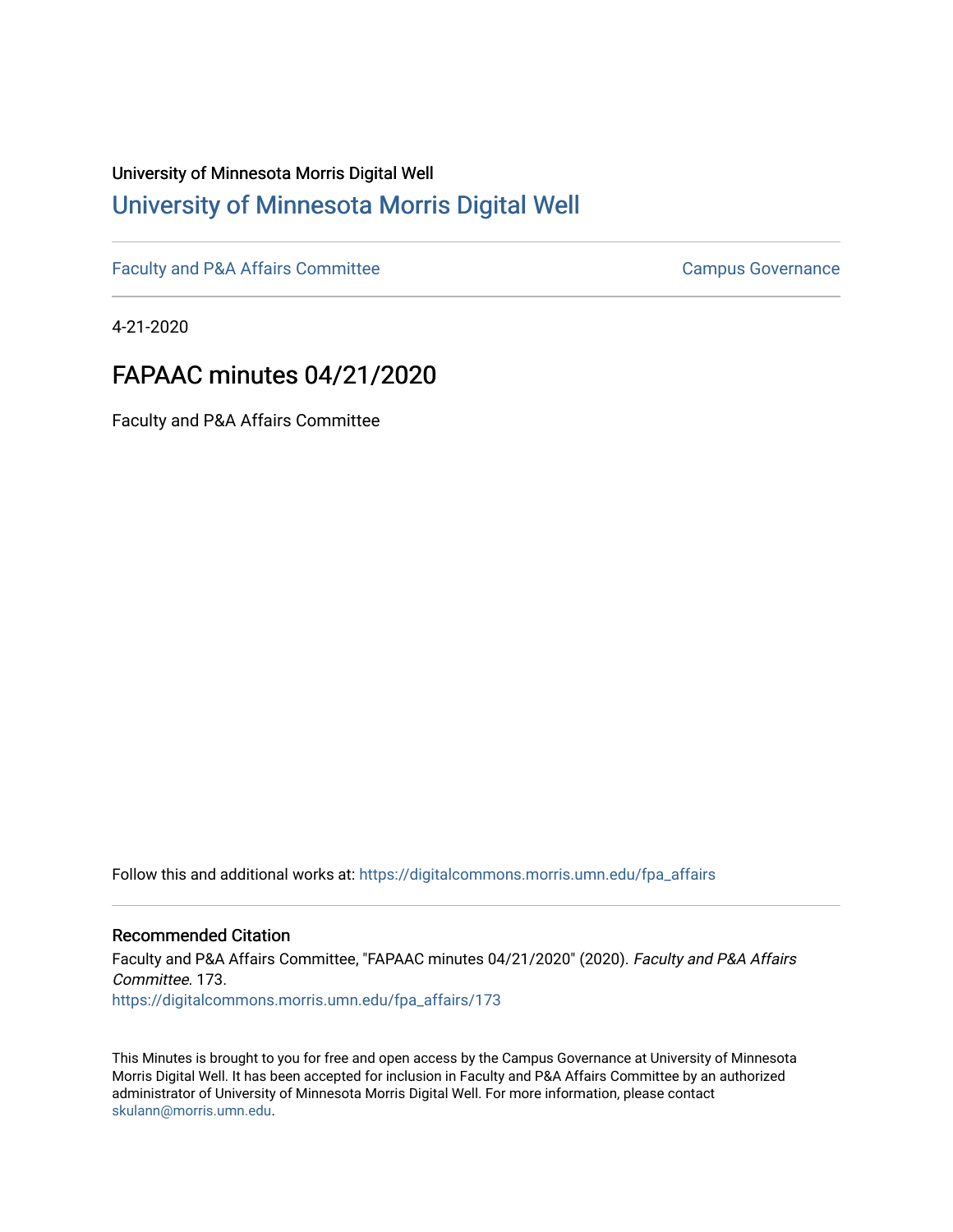University of Minnesota Morris Digital Well

# University of Minnesota Morris Digital Well

Faculty and P&A Affairs Committee | Campus Governance

4-21-2020

## FAPAAC minutes 04/21/2020

Faculty and P&A Affairs Committee

Follow this and additional works at: https://digitalcommons.morris.umn.edu/fpa_affairs

### Recommended Citation

Faculty and P&A Affairs Committee, "FAPAAC minutes 04/21/2020" (2020). *Faculty and P&A Affairs Committee*. 173.
https://digitalcommons.morris.umn.edu/fpa_affairs/173

This Minutes is brought to you for free and open access by the Campus Governance at University of Minnesota Morris Digital Well. It has been accepted for inclusion in Faculty and P&A Affairs Committee by an authorized administrator of University of Minnesota Morris Digital Well. For more information, please contact skulann@morris.umn.edu.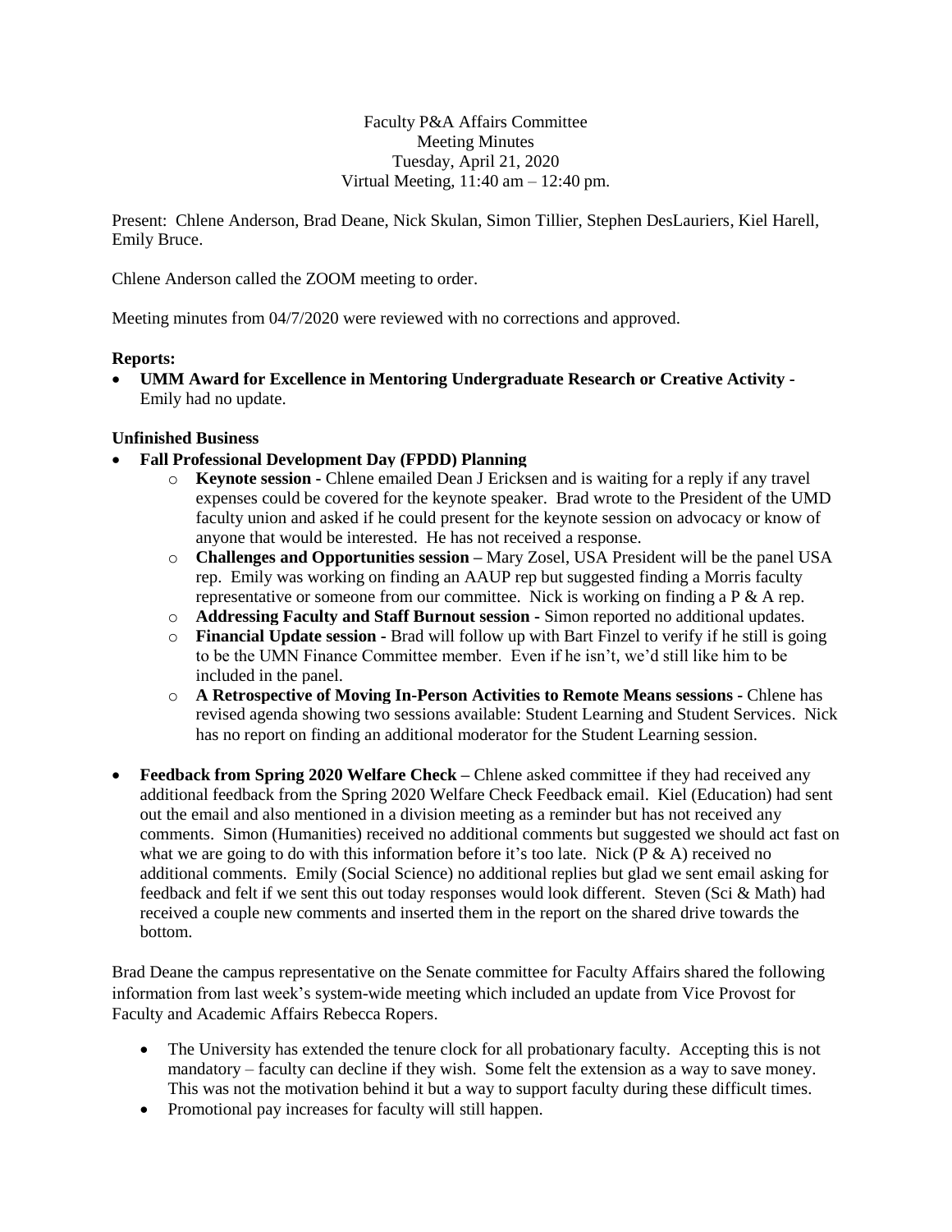Faculty P&A Affairs Committee
Meeting Minutes
Tuesday, April 21, 2020
Virtual Meeting, 11:40 am – 12:40 pm.

Present: Chlene Anderson, Brad Deane, Nick Skulan, Simon Tillier, Stephen DesLauriers, Kiel Harell, Emily Bruce.

Chlene Anderson called the ZOOM meeting to order.

Meeting minutes from 04/7/2020 were reviewed with no corrections and approved.

**Reports:**

- **UMM Award for Excellence in Mentoring Undergraduate Research or Creative Activity** - Emily had no update.

**Unfinished Business**

- **Fall Professional Development Day (FPDD) Planning**
  - **Keynote session -** Chlene emailed Dean J Ericksen and is waiting for a reply if any travel expenses could be covered for the keynote speaker. Brad wrote to the President of the UMD faculty union and asked if he could present for the keynote session on advocacy or know of anyone that would be interested. He has not received a response.
  - **Challenges and Opportunities session –** Mary Zosel, USA President will be the panel USA rep. Emily was working on finding an AAUP rep but suggested finding a Morris faculty representative or someone from our committee. Nick is working on finding a P & A rep.
  - **Addressing Faculty and Staff Burnout session -** Simon reported no additional updates.
  - **Financial Update session -** Brad will follow up with Bart Finzel to verify if he still is going to be the UMN Finance Committee member. Even if he isn't, we'd still like him to be included in the panel.
  - **A Retrospective of Moving In-Person Activities to Remote Means sessions -** Chlene has revised agenda showing two sessions available: Student Learning and Student Services. Nick has no report on finding an additional moderator for the Student Learning session.

- **Feedback from Spring 2020 Welfare Check –** Chlene asked committee if they had received any additional feedback from the Spring 2020 Welfare Check Feedback email. Kiel (Education) had sent out the email and also mentioned in a division meeting as a reminder but has not received any comments. Simon (Humanities) received no additional comments but suggested we should act fast on what we are going to do with this information before it's too late. Nick (P & A) received no additional comments. Emily (Social Science) no additional replies but glad we sent email asking for feedback and felt if we sent this out today responses would look different. Steven (Sci & Math) had received a couple new comments and inserted them in the report on the shared drive towards the bottom.

Brad Deane the campus representative on the Senate committee for Faculty Affairs shared the following information from last week's system-wide meeting which included an update from Vice Provost for Faculty and Academic Affairs Rebecca Ropers.

- The University has extended the tenure clock for all probationary faculty. Accepting this is not mandatory – faculty can decline if they wish. Some felt the extension as a way to save money. This was not the motivation behind it but a way to support faculty during these difficult times.
- Promotional pay increases for faculty will still happen.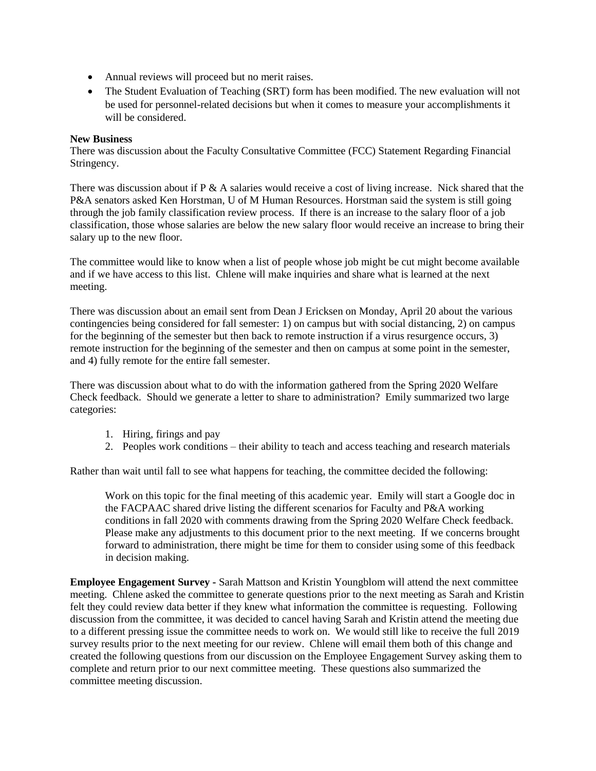- Annual reviews will proceed but no merit raises.
- The Student Evaluation of Teaching (SRT) form has been modified. The new evaluation will not be used for personnel-related decisions but when it comes to measure your accomplishments it will be considered.

**New Business**

There was discussion about the Faculty Consultative Committee (FCC) Statement Regarding Financial Stringency.

There was discussion about if P & A salaries would receive a cost of living increase. Nick shared that the P&A senators asked Ken Horstman, U of M Human Resources. Horstman said the system is still going through the job family classification review process. If there is an increase to the salary floor of a job classification, those whose salaries are below the new salary floor would receive an increase to bring their salary up to the new floor.

The committee would like to know when a list of people whose job might be cut might become available and if we have access to this list. Chlene will make inquiries and share what is learned at the next meeting.

There was discussion about an email sent from Dean J Ericksen on Monday, April 20 about the various contingencies being considered for fall semester: 1) on campus but with social distancing, 2) on campus for the beginning of the semester but then back to remote instruction if a virus resurgence occurs, 3) remote instruction for the beginning of the semester and then on campus at some point in the semester, and 4) fully remote for the entire fall semester.

There was discussion about what to do with the information gathered from the Spring 2020 Welfare Check feedback. Should we generate a letter to share to administration? Emily summarized two large categories:

1. Hiring, firings and pay
2. Peoples work conditions – their ability to teach and access teaching and research materials

Rather than wait until fall to see what happens for teaching, the committee decided the following:

> Work on this topic for the final meeting of this academic year. Emily will start a Google doc in the FACPAAC shared drive listing the different scenarios for Faculty and P&A working conditions in fall 2020 with comments drawing from the Spring 2020 Welfare Check feedback. Please make any adjustments to this document prior to the next meeting. If we concerns brought forward to administration, there might be time for them to consider using some of this feedback in decision making.

**Employee Engagement Survey -** Sarah Mattson and Kristin Youngblom will attend the next committee meeting. Chlene asked the committee to generate questions prior to the next meeting as Sarah and Kristin felt they could review data better if they knew what information the committee is requesting. Following discussion from the committee, it was decided to cancel having Sarah and Kristin attend the meeting due to a different pressing issue the committee needs to work on. We would still like to receive the full 2019 survey results prior to the next meeting for our review. Chlene will email them both of this change and created the following questions from our discussion on the Employee Engagement Survey asking them to complete and return prior to our next committee meeting. These questions also summarized the committee meeting discussion.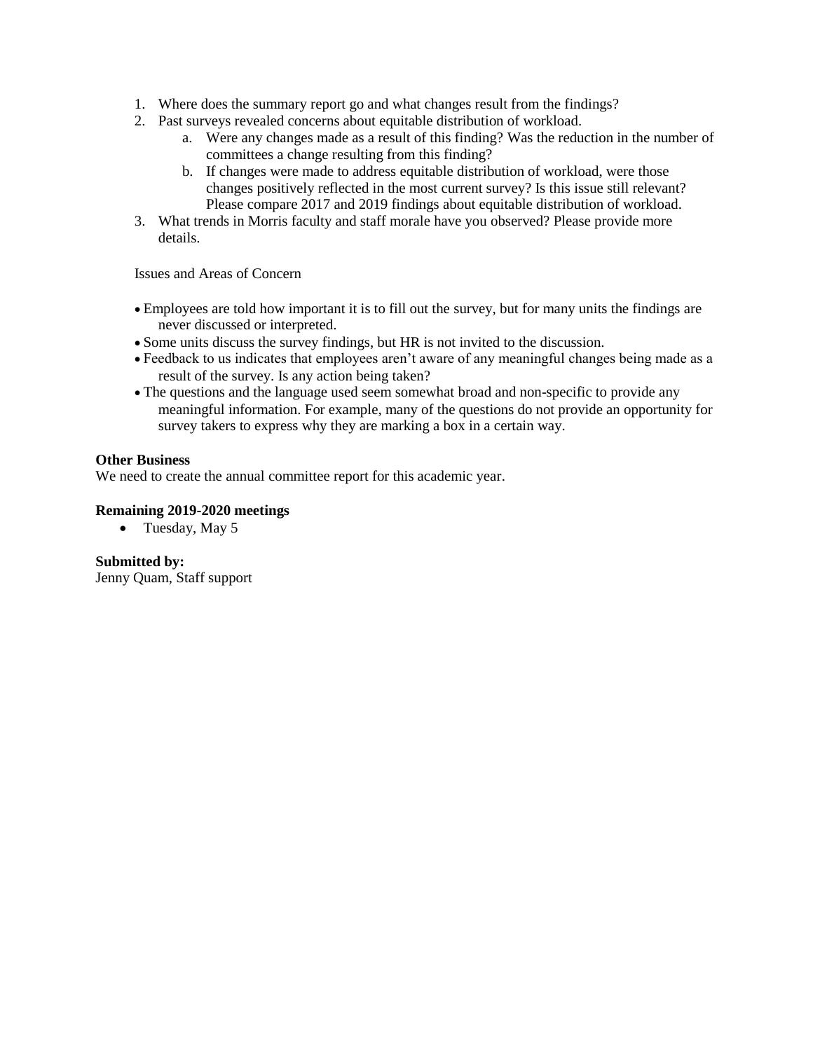1. Where does the summary report go and what changes result from the findings?
2. Past surveys revealed concerns about equitable distribution of workload.
    a. Were any changes made as a result of this finding? Was the reduction in the number of committees a change resulting from this finding?
    b. If changes were made to address equitable distribution of workload, were those changes positively reflected in the most current survey? Is this issue still relevant? Please compare 2017 and 2019 findings about equitable distribution of workload.
3. What trends in Morris faculty and staff morale have you observed? Please provide more details.

Issues and Areas of Concern

- Employees are told how important it is to fill out the survey, but for many units the findings are never discussed or interpreted.
- Some units discuss the survey findings, but HR is not invited to the discussion.
- Feedback to us indicates that employees aren't aware of any meaningful changes being made as a result of the survey. Is any action being taken?
- The questions and the language used seem somewhat broad and non-specific to provide any meaningful information. For example, many of the questions do not provide an opportunity for survey takers to express why they are marking a box in a certain way.

**Other Business**
We need to create the annual committee report for this academic year.

**Remaining 2019-2020 meetings**
- Tuesday, May 5

**Submitted by:**
Jenny Quam, Staff support